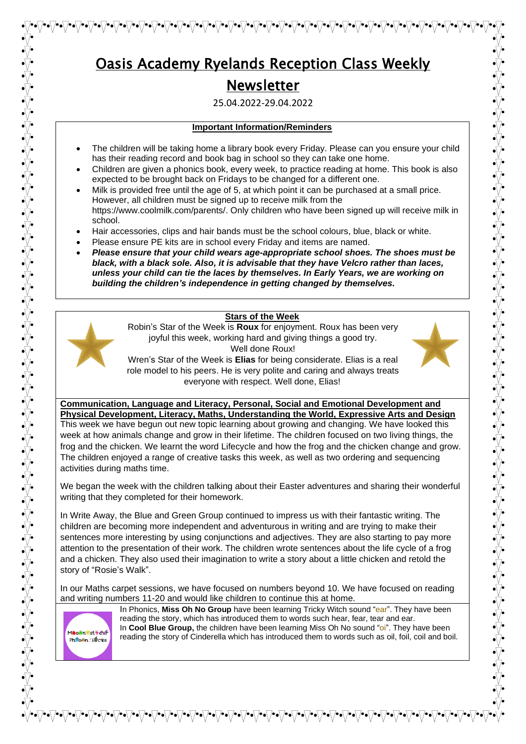# Oasis Academy Ryelands Reception Class Weekly Newsletter

25.04.2022-29.04.2022

**Important Information/Reminders**

- The children will be taking home a library book every Friday. Please can you ensure your child has their reading record and book bag in school so they can take one home.
- Children are given a phonics book, every week, to practice reading at home. This book is also expected to be brought back on Fridays to be changed for a different one.
- Milk is provided free until the age of 5, at which point it can be purchased at a small price. However, all children must be signed up to receive milk from the https://www.coolmilk.com/parents/. Only children who have been signed up will receive milk in school.
- Hair accessories, clips and hair bands must be the school colours, blue, black or white.
- Please ensure PE kits are in school every Friday and items are named.
- ***Please ensure that your child wears age-appropriate school shoes. The shoes must be black, with a black sole. Also, it is advisable that they have Velcro rather than laces, unless your child can tie the laces by themselves. In Early Years, we are working on building the children's independence in getting changed by themselves.***

**Stars of the Week**

Robin's Star of the Week is **Roux** for enjoyment. Roux has been very joyful this week, working hard and giving things a good try. Well done Roux!

Wren's Star of the Week is **Elias** for being considerate. Elias is a real role model to his peers. He is very polite and caring and always treats everyone with respect. Well done, Elias!

**Communication, Language and Literacy, Personal, Social and Emotional Development and Physical Development, Literacy, Maths, Understanding the World, Expressive Arts and Design**

This week we have begun out new topic learning about growing and changing. We have looked this week at how animals change and grow in their lifetime. The children focused on two living things, the frog and the chicken. We learnt the word Lifecycle and how the frog and the chicken change and grow. The children enjoyed a range of creative tasks this week, as well as two ordering and sequencing activities during maths time.

We began the week with the children talking about their Easter adventures and sharing their wonderful writing that they completed for their homework.

In Write Away, the Blue and Green Group continued to impress us with their fantastic writing. The children are becoming more independent and adventurous in writing and are trying to make their sentences more interesting by using conjunctions and adjectives. They are also starting to pay more attention to the presentation of their work. The children wrote sentences about the life cycle of a frog and a chicken. They also used their imagination to write a story about a little chicken and retold the story of "Rosie's Walk".

In our Maths carpet sessions, we have focused on numbers beyond 10. We have focused on reading and writing numbers 11-20 and would like children to continue this at home.

In Phonics, **Miss Oh No Group** have been learning Tricky Witch sound "ear". They have been reading the story, which has introduced them to words such hear, fear, tear and ear.
In **Cool Blue Group,** the children have been learning Miss Oh No sound "oi". They have been reading the story of Cinderella which has introduced them to words such as oil, foil, coil and boil.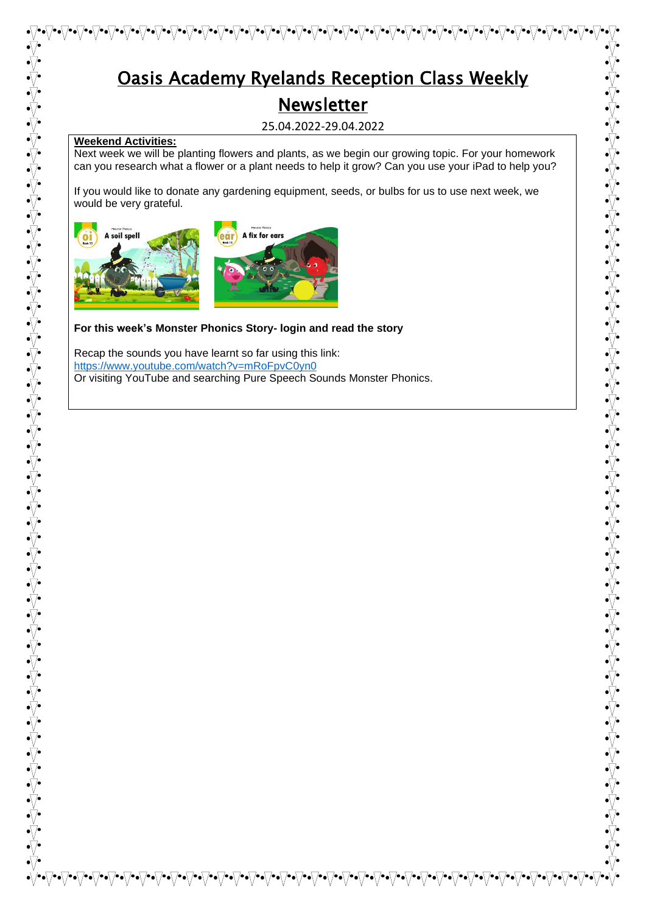# Oasis Academy Ryelands Reception Class Weekly Newsletter

25.04.2022-29.04.2022

**Weekend Activities:**

Next week we will be planting flowers and plants, as we begin our growing topic. For your homework can you research what a flower or a plant needs to help it grow? Can you use your iPad to help you?

If you would like to donate any gardening equipment, seeds, or bulbs for us to use next week, we would be very grateful.

**For this week's Monster Phonics Story- login and read the story**

Recap the sounds you have learnt so far using this link:
https://www.youtube.com/watch?v=mRoFpvC0yn0
Or visiting YouTube and searching Pure Speech Sounds Monster Phonics.